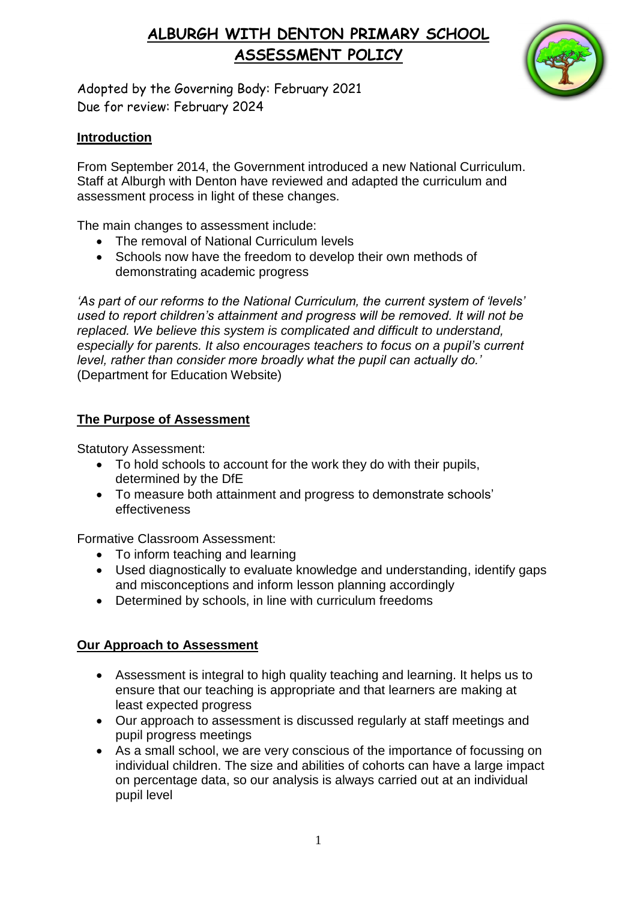# ALBURGH WITH DENTON PRIMARY SCHOOL
# ASSESSMENT POLICY

Adopted by the Governing Body: February 2021
Due for review: February 2024

## Introduction

From September 2014, the Government introduced a new National Curriculum. Staff at Alburgh with Denton have reviewed and adapted the curriculum and assessment process in light of these changes.

The main changes to assessment include:

- The removal of National Curriculum levels
- Schools now have the freedom to develop their own methods of demonstrating academic progress

*'As part of our reforms to the National Curriculum, the current system of 'levels' used to report children's attainment and progress will be removed. It will not be replaced. We believe this system is complicated and difficult to understand, especially for parents. It also encourages teachers to focus on a pupil's current level, rather than consider more broadly what the pupil can actually do.'*
(Department for Education Website)

## The Purpose of Assessment

Statutory Assessment:

- To hold schools to account for the work they do with their pupils, determined by the DfE
- To measure both attainment and progress to demonstrate schools' effectiveness

Formative Classroom Assessment:

- To inform teaching and learning
- Used diagnostically to evaluate knowledge and understanding, identify gaps and misconceptions and inform lesson planning accordingly
- Determined by schools, in line with curriculum freedoms

## Our Approach to Assessment

- Assessment is integral to high quality teaching and learning. It helps us to ensure that our teaching is appropriate and that learners are making at least expected progress
- Our approach to assessment is discussed regularly at staff meetings and pupil progress meetings
- As a small school, we are very conscious of the importance of focussing on individual children. The size and abilities of cohorts can have a large impact on percentage data, so our analysis is always carried out at an individual pupil level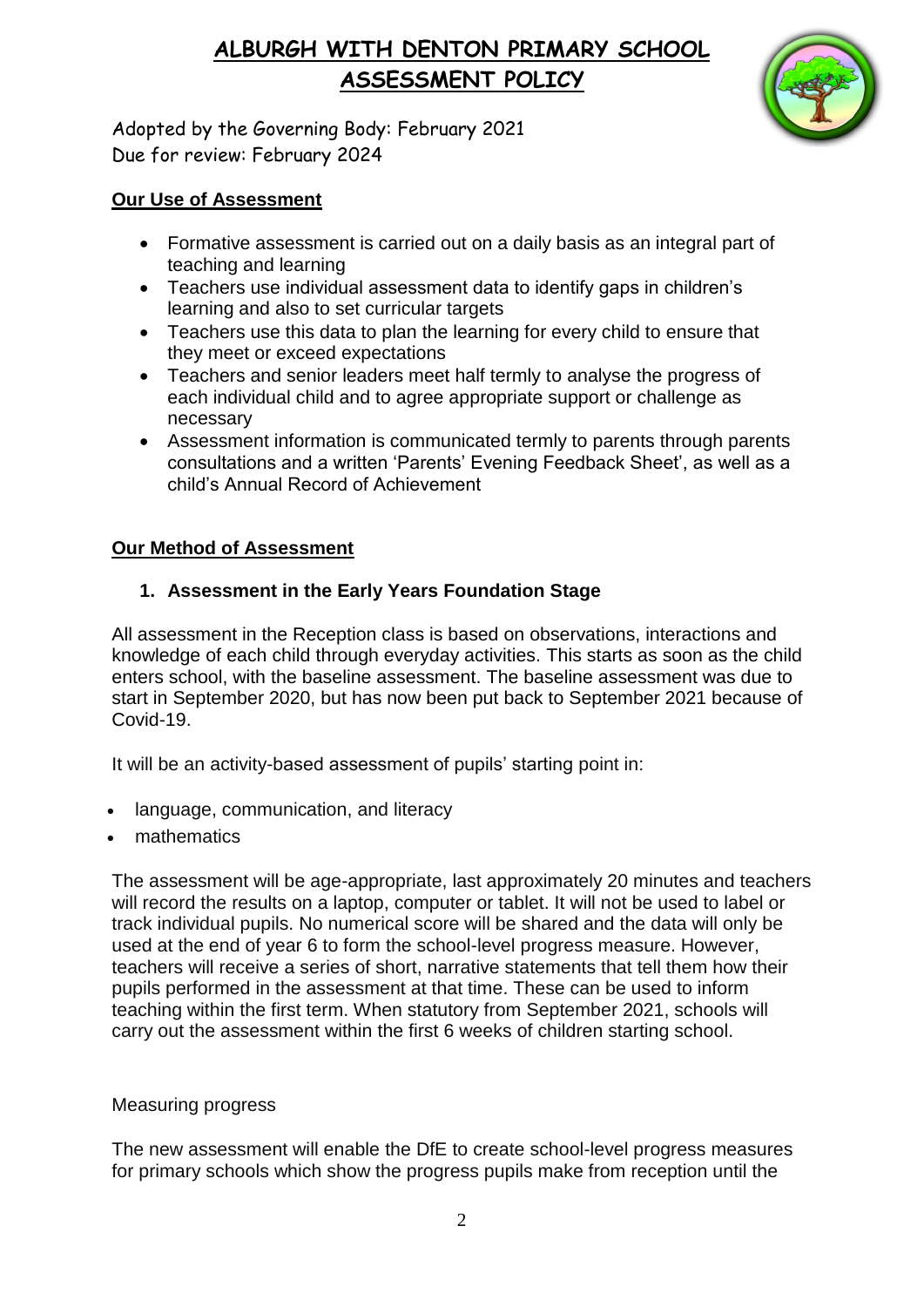# ALBURGH WITH DENTON PRIMARY SCHOOL
# ASSESSMENT POLICY

Adopted by the Governing Body: February 2021
Due for review: February 2024

## Our Use of Assessment

- Formative assessment is carried out on a daily basis as an integral part of teaching and learning
- Teachers use individual assessment data to identify gaps in children's learning and also to set curricular targets
- Teachers use this data to plan the learning for every child to ensure that they meet or exceed expectations
- Teachers and senior leaders meet half termly to analyse the progress of each individual child and to agree appropriate support or challenge as necessary
- Assessment information is communicated termly to parents through parents consultations and a written 'Parents' Evening Feedback Sheet', as well as a child's Annual Record of Achievement

## Our Method of Assessment

### 1. Assessment in the Early Years Foundation Stage

All assessment in the Reception class is based on observations, interactions and knowledge of each child through everyday activities. This starts as soon as the child enters school, with the baseline assessment. The baseline assessment was due to start in September 2020, but has now been put back to September 2021 because of Covid-19.

It will be an activity-based assessment of pupils' starting point in:

- language, communication, and literacy
- mathematics

The assessment will be age-appropriate, last approximately 20 minutes and teachers will record the results on a laptop, computer or tablet. It will not be used to label or track individual pupils. No numerical score will be shared and the data will only be used at the end of year 6 to form the school-level progress measure. However, teachers will receive a series of short, narrative statements that tell them how their pupils performed in the assessment at that time. These can be used to inform teaching within the first term. When statutory from September 2021, schools will carry out the assessment within the first 6 weeks of children starting school.

Measuring progress

The new assessment will enable the DfE to create school-level progress measures for primary schools which show the progress pupils make from reception until the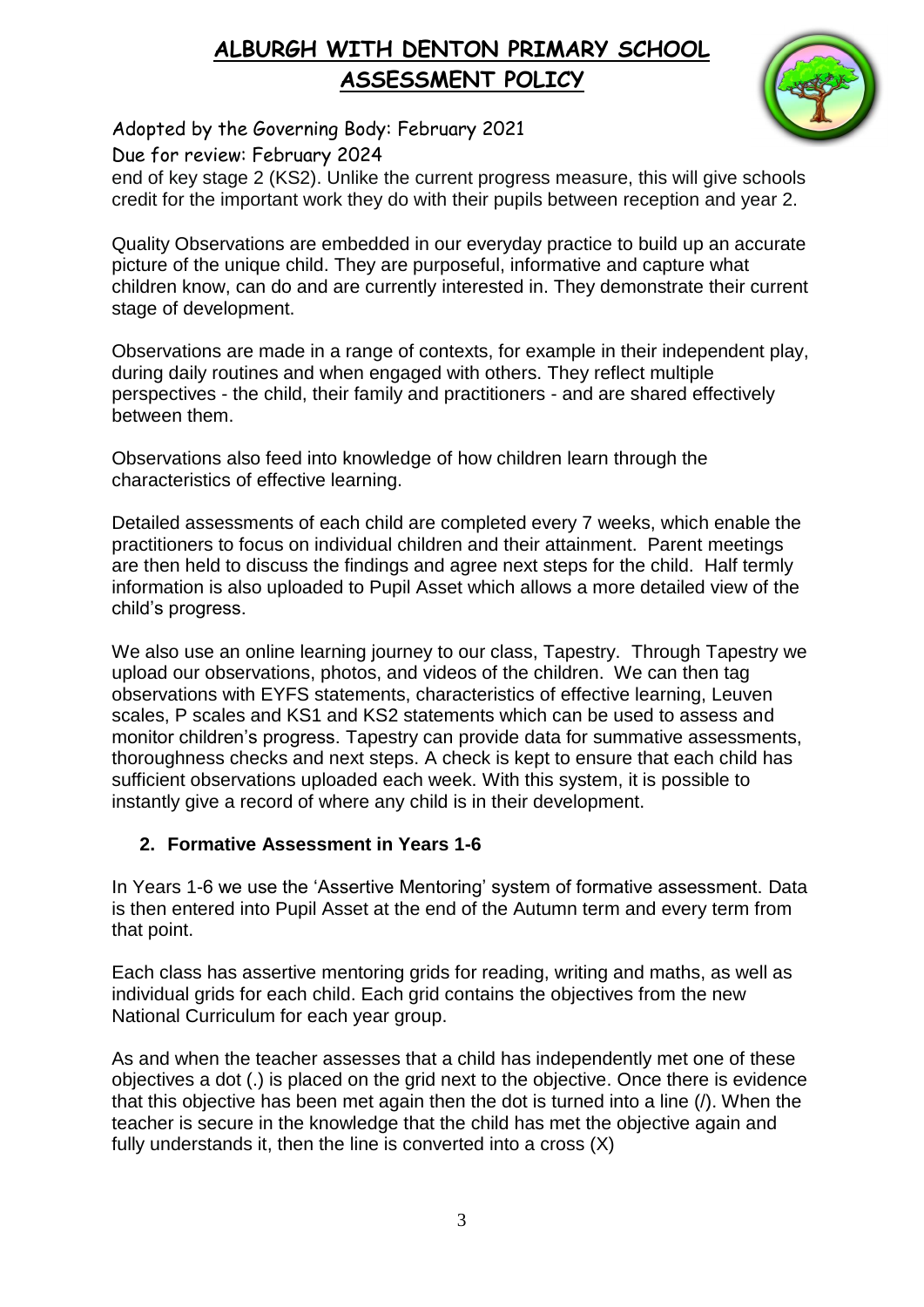end of key stage 2 (KS2). Unlike the current progress measure, this will give schools credit for the important work they do with their pupils between reception and year 2.

Quality Observations are embedded in our everyday practice to build up an accurate picture of the unique child. They are purposeful, informative and capture what children know, can do and are currently interested in. They demonstrate their current stage of development.

Observations are made in a range of contexts, for example in their independent play, during daily routines and when engaged with others. They reflect multiple perspectives - the child, their family and practitioners - and are shared effectively between them.

Observations also feed into knowledge of how children learn through the characteristics of effective learning.

Detailed assessments of each child are completed every 7 weeks, which enable the practitioners to focus on individual children and their attainment. Parent meetings are then held to discuss the findings and agree next steps for the child. Half termly information is also uploaded to Pupil Asset which allows a more detailed view of the child's progress.

We also use an online learning journey to our class, Tapestry. Through Tapestry we upload our observations, photos, and videos of the children. We can then tag observations with EYFS statements, characteristics of effective learning, Leuven scales, P scales and KS1 and KS2 statements which can be used to assess and monitor children's progress. Tapestry can provide data for summative assessments, thoroughness checks and next steps. A check is kept to ensure that each child has sufficient observations uploaded each week. With this system, it is possible to instantly give a record of where any child is in their development.

## 2. Formative Assessment in Years 1-6

In Years 1-6 we use the 'Assertive Mentoring' system of formative assessment. Data is then entered into Pupil Asset at the end of the Autumn term and every term from that point.

Each class has assertive mentoring grids for reading, writing and maths, as well as individual grids for each child. Each grid contains the objectives from the new National Curriculum for each year group.

As and when the teacher assesses that a child has independently met one of these objectives a dot (.) is placed on the grid next to the objective. Once there is evidence that this objective has been met again then the dot is turned into a line (/). When the teacher is secure in the knowledge that the child has met the objective again and fully understands it, then the line is converted into a cross (X)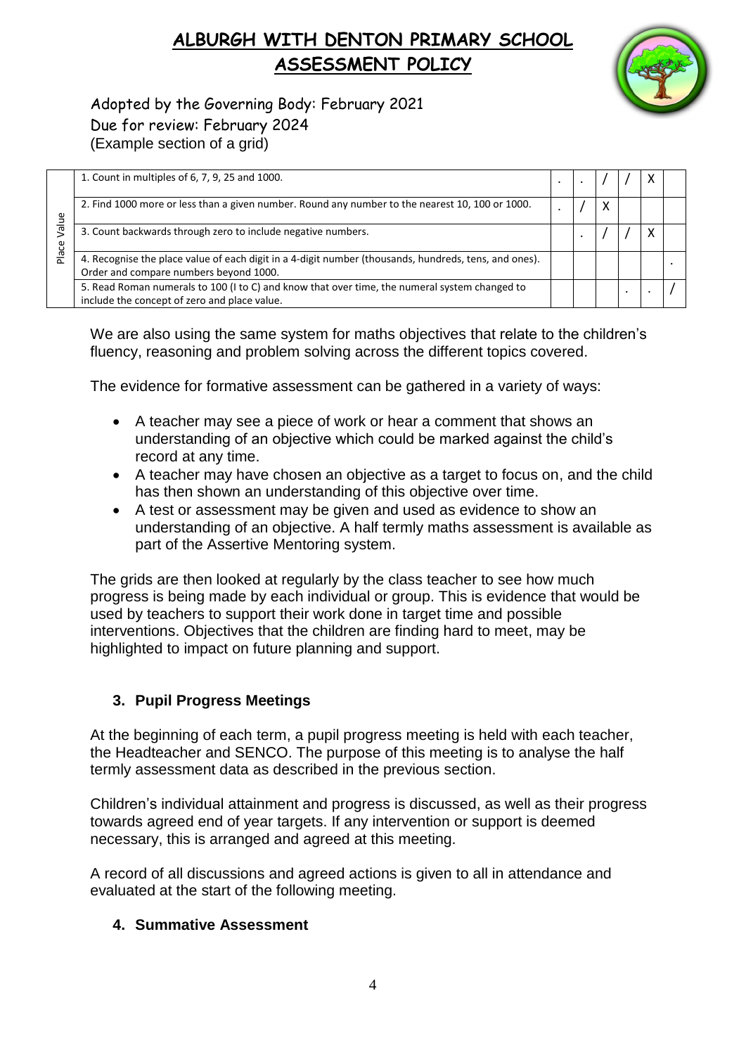(Example section of a grid)

| | Objective | | | | | | |
|---|---|---|---|---|---|---|---|
| Place Value | 1. Count in multiples of 6, 7, 9, 25 and 1000. | . | . | / | / | X | |
| | 2. Find 1000 more or less than a given number. Round any number to the nearest 10, 100 or 1000. | . | / | X | | | |
| | 3. Count backwards through zero to include negative numbers. | | . | / | / | X | |
| | 4. Recognise the place value of each digit in a 4-digit number (thousands, hundreds, tens, and ones). Order and compare numbers beyond 1000. | | | | | | . |
| | 5. Read Roman numerals to 100 (I to C) and know that over time, the numeral system changed to include the concept of zero and place value. | | | | . | . | / |

We are also using the same system for maths objectives that relate to the children's fluency, reasoning and problem solving across the different topics covered.

The evidence for formative assessment can be gathered in a variety of ways:

- A teacher may see a piece of work or hear a comment that shows an understanding of an objective which could be marked against the child's record at any time.
- A teacher may have chosen an objective as a target to focus on, and the child has then shown an understanding of this objective over time.
- A test or assessment may be given and used as evidence to show an understanding of an objective. A half termly maths assessment is available as part of the Assertive Mentoring system.

The grids are then looked at regularly by the class teacher to see how much progress is being made by each individual or group. This is evidence that would be used by teachers to support their work done in target time and possible interventions. Objectives that the children are finding hard to meet, may be highlighted to impact on future planning and support.

## 3. Pupil Progress Meetings

At the beginning of each term, a pupil progress meeting is held with each teacher, the Headteacher and SENCO. The purpose of this meeting is to analyse the half termly assessment data as described in the previous section.

Children's individual attainment and progress is discussed, as well as their progress towards agreed end of year targets. If any intervention or support is deemed necessary, this is arranged and agreed at this meeting.

A record of all discussions and agreed actions is given to all in attendance and evaluated at the start of the following meeting.

## 4. Summative Assessment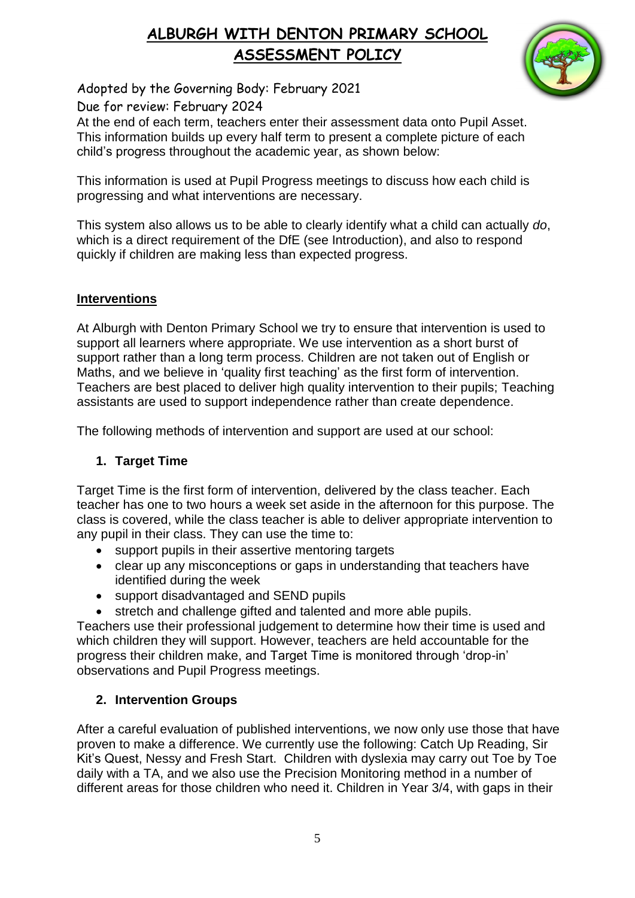# ALBURGH WITH DENTON PRIMARY SCHOOL
# ASSESSMENT POLICY

Adopted by the Governing Body: February 2021

Due for review: February 2024

At the end of each term, teachers enter their assessment data onto Pupil Asset. This information builds up every half term to present a complete picture of each child's progress throughout the academic year, as shown below:

This information is used at Pupil Progress meetings to discuss how each child is progressing and what interventions are necessary.

This system also allows us to be able to clearly identify what a child can actually *do*, which is a direct requirement of the DfE (see Introduction), and also to respond quickly if children are making less than expected progress.

## Interventions

At Alburgh with Denton Primary School we try to ensure that intervention is used to support all learners where appropriate. We use intervention as a short burst of support rather than a long term process. Children are not taken out of English or Maths, and we believe in 'quality first teaching' as the first form of intervention. Teachers are best placed to deliver high quality intervention to their pupils; Teaching assistants are used to support independence rather than create dependence.

The following methods of intervention and support are used at our school:

### 1. Target Time

Target Time is the first form of intervention, delivered by the class teacher. Each teacher has one to two hours a week set aside in the afternoon for this purpose. The class is covered, while the class teacher is able to deliver appropriate intervention to any pupil in their class. They can use the time to:

- support pupils in their assertive mentoring targets
- clear up any misconceptions or gaps in understanding that teachers have identified during the week
- support disadvantaged and SEND pupils
- stretch and challenge gifted and talented and more able pupils.

Teachers use their professional judgement to determine how their time is used and which children they will support. However, teachers are held accountable for the progress their children make, and Target Time is monitored through 'drop-in' observations and Pupil Progress meetings.

### 2. Intervention Groups

After a careful evaluation of published interventions, we now only use those that have proven to make a difference. We currently use the following: Catch Up Reading, Sir Kit's Quest, Nessy and Fresh Start. Children with dyslexia may carry out Toe by Toe daily with a TA, and we also use the Precision Monitoring method in a number of different areas for those children who need it. Children in Year 3/4, with gaps in their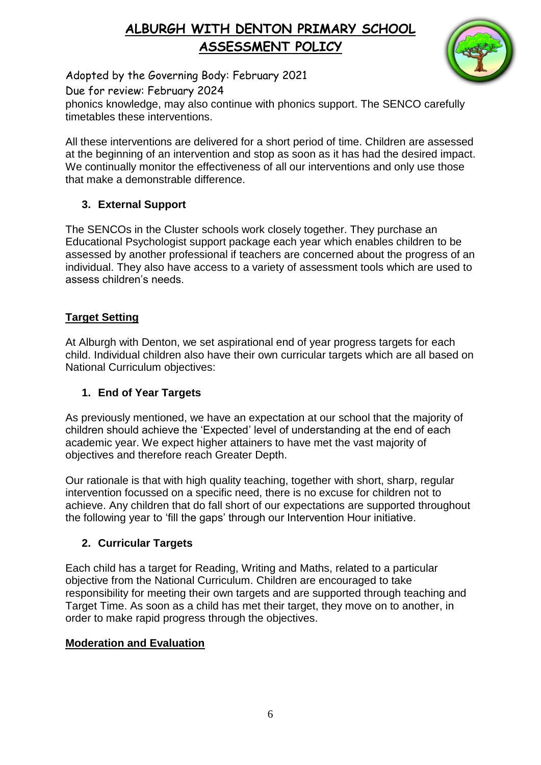phonics knowledge, may also continue with phonics support. The SENCO carefully timetables these interventions.

All these interventions are delivered for a short period of time. Children are assessed at the beginning of an intervention and stop as soon as it has had the desired impact. We continually monitor the effectiveness of all our interventions and only use those that make a demonstrable difference.

### 3. External Support

The SENCOs in the Cluster schools work closely together. They purchase an Educational Psychologist support package each year which enables children to be assessed by another professional if teachers are concerned about the progress of an individual. They also have access to a variety of assessment tools which are used to assess children's needs.

## Target Setting

At Alburgh with Denton, we set aspirational end of year progress targets for each child. Individual children also have their own curricular targets which are all based on National Curriculum objectives:

### 1. End of Year Targets

As previously mentioned, we have an expectation at our school that the majority of children should achieve the 'Expected' level of understanding at the end of each academic year. We expect higher attainers to have met the vast majority of objectives and therefore reach Greater Depth.

Our rationale is that with high quality teaching, together with short, sharp, regular intervention focussed on a specific need, there is no excuse for children not to achieve. Any children that do fall short of our expectations are supported throughout the following year to 'fill the gaps' through our Intervention Hour initiative.

### 2. Curricular Targets

Each child has a target for Reading, Writing and Maths, related to a particular objective from the National Curriculum. Children are encouraged to take responsibility for meeting their own targets and are supported through teaching and Target Time. As soon as a child has met their target, they move on to another, in order to make rapid progress through the objectives.

## Moderation and Evaluation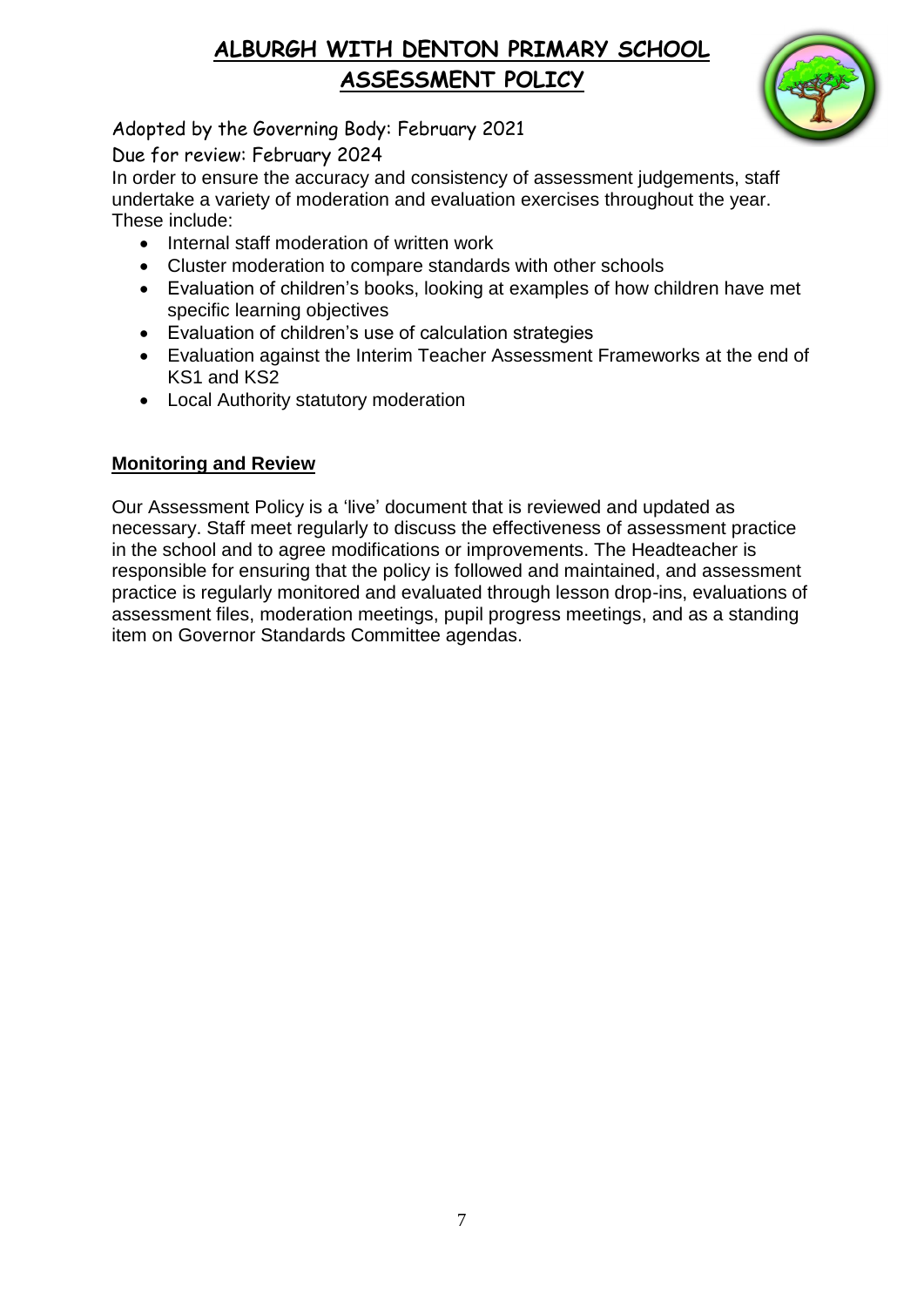# ALBURGH WITH DENTON PRIMARY SCHOOL
# ASSESSMENT POLICY

Adopted by the Governing Body: February 2021

Due for review: February 2024

In order to ensure the accuracy and consistency of assessment judgements, staff undertake a variety of moderation and evaluation exercises throughout the year. These include:

- Internal staff moderation of written work
- Cluster moderation to compare standards with other schools
- Evaluation of children's books, looking at examples of how children have met specific learning objectives
- Evaluation of children's use of calculation strategies
- Evaluation against the Interim Teacher Assessment Frameworks at the end of KS1 and KS2
- Local Authority statutory moderation

## Monitoring and Review

Our Assessment Policy is a 'live' document that is reviewed and updated as necessary. Staff meet regularly to discuss the effectiveness of assessment practice in the school and to agree modifications or improvements. The Headteacher is responsible for ensuring that the policy is followed and maintained, and assessment practice is regularly monitored and evaluated through lesson drop-ins, evaluations of assessment files, moderation meetings, pupil progress meetings, and as a standing item on Governor Standards Committee agendas.